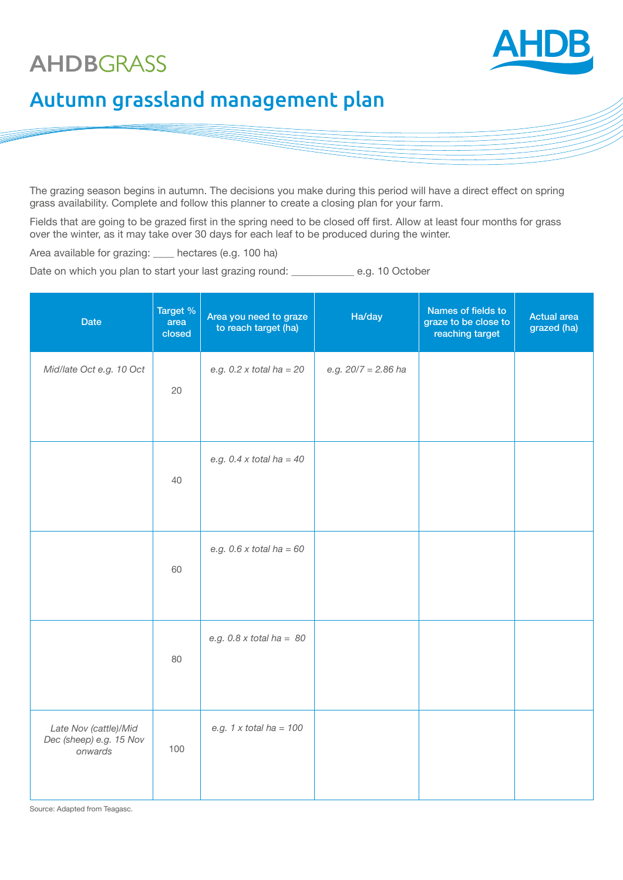AHDBGRASS

# Autumn grassland management plan

The grazing season begins in autumn. The decisions you make during this period will have a direct effect on spring grass availability. Complete and follow this planner to create a closing plan for your farm.

Fields that are going to be grazed first in the spring need to be closed off first. Allow at least four months for grass over the winter, as it may take over 30 days for each leaf to be produced during the winter.

Area available for grazing: ____ hectares (e.g. 100 ha)

Date on which you plan to start your last grazing round: ___________ e.g. 10 October

| Date | Target % area closed | Area you need to graze to reach target (ha) | Ha/day | Names of fields to graze to be close to reaching target | Actual area grazed (ha) |
|---|---|---|---|---|---|
| *Mid/late Oct e.g. 10 Oct* | 20 | *e.g. 0.2 x total ha = 20* | *e.g. 20/7 = 2.86 ha* | | |
| | 40 | *e.g. 0.4 x total ha = 40* | | | |
| | 60 | *e.g. 0.6 x total ha = 60* | | | |
| | 80 | *e.g. 0.8 x total ha = 80* | | | |
| *Late Nov (cattle)/Mid Dec (sheep) e.g. 15 Nov onwards* | 100 | *e.g. 1 x total ha = 100* | | | |

Source: Adapted from Teagasc.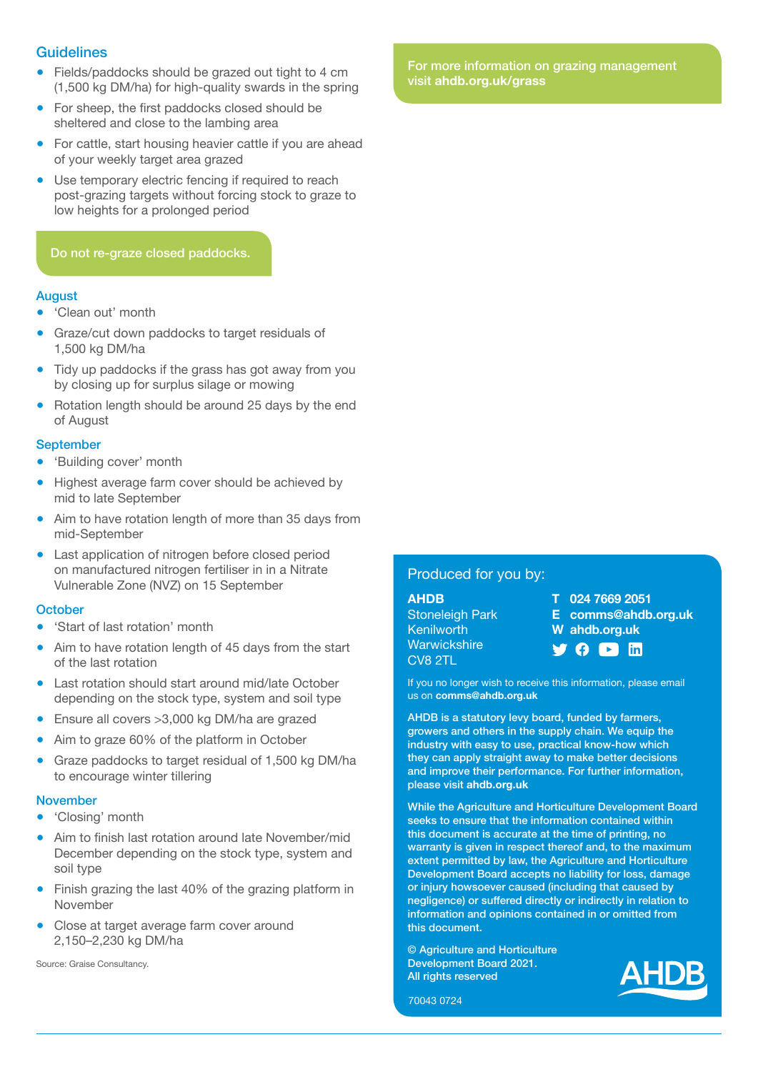## Guidelines

- Fields/paddocks should be grazed out tight to 4 cm (1,500 kg DM/ha) for high-quality swards in the spring
- For sheep, the first paddocks closed should be sheltered and close to the lambing area
- For cattle, start housing heavier cattle if you are ahead of your weekly target area grazed
- Use temporary electric fencing if required to reach post-grazing targets without forcing stock to graze to low heights for a prolonged period

Do not re-graze closed paddocks.

### August

- 'Clean out' month
- Graze/cut down paddocks to target residuals of 1,500 kg DM/ha
- Tidy up paddocks if the grass has got away from you by closing up for surplus silage or mowing
- Rotation length should be around 25 days by the end of August

### September

- 'Building cover' month
- Highest average farm cover should be achieved by mid to late September
- Aim to have rotation length of more than 35 days from mid-September
- Last application of nitrogen before closed period on manufactured nitrogen fertiliser in in a Nitrate Vulnerable Zone (NVZ) on 15 September

### October

- 'Start of last rotation' month
- Aim to have rotation length of 45 days from the start of the last rotation
- Last rotation should start around mid/late October depending on the stock type, system and soil type
- Ensure all covers >3,000 kg DM/ha are grazed
- Aim to graze 60% of the platform in October
- Graze paddocks to target residual of 1,500 kg DM/ha to encourage winter tillering

### November

- 'Closing' month
- Aim to finish last rotation around late November/mid December depending on the stock type, system and soil type
- Finish grazing the last 40% of the grazing platform in November
- Close at target average farm cover around 2,150–2,230 kg DM/ha

Source: Graise Consultancy.

For more information on grazing management visit **ahdb.org.uk/grass**

Produced for you by:

**AHDB**
Stoneleigh Park
Kenilworth
Warwickshire
CV8 2TL

**T 024 7669 2051**
**E comms@ahdb.org.uk**
**W ahdb.org.uk**

If you no longer wish to receive this information, please email us on **comms@ahdb.org.uk**

AHDB is a statutory levy board, funded by farmers, growers and others in the supply chain. We equip the industry with easy to use, practical know-how which they can apply straight away to make better decisions and improve their performance. For further information, please visit **ahdb.org.uk**

While the Agriculture and Horticulture Development Board seeks to ensure that the information contained within this document is accurate at the time of printing, no warranty is given in respect thereof and, to the maximum extent permitted by law, the Agriculture and Horticulture Development Board accepts no liability for loss, damage or injury howsoever caused (including that caused by negligence) or suffered directly or indirectly in relation to information and opinions contained in or omitted from this document.

© Agriculture and Horticulture Development Board 2021. All rights reserved

70043 0724